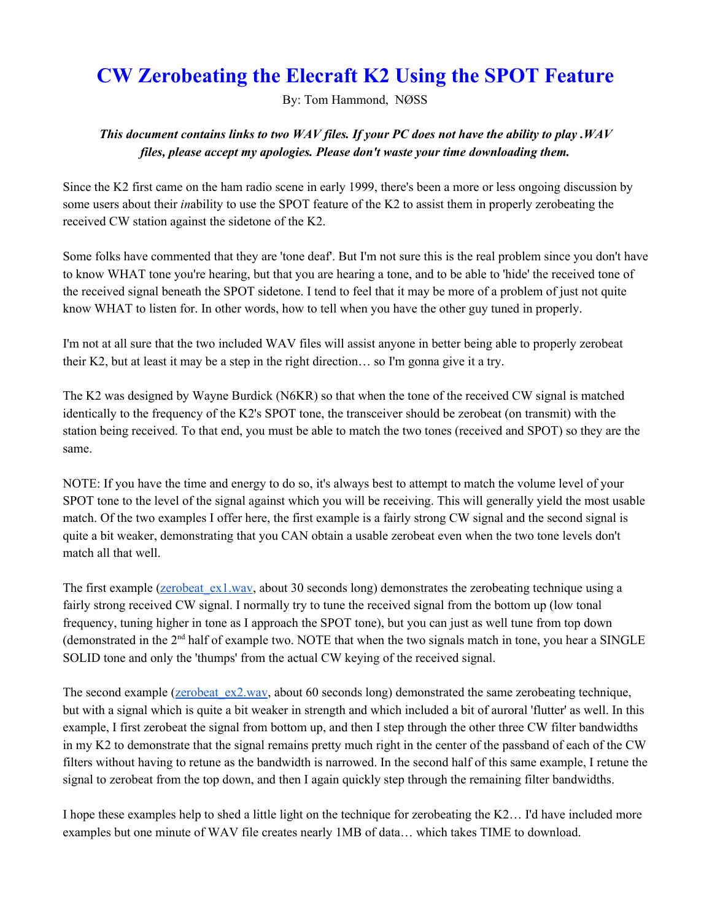# CW Zerobeating the Elecraft K2 Using the SPOT Feature

By: Tom Hammond, NØSS

***This document contains links to two WAV files. If your PC does not have the ability to play .WAV files, please accept my apologies. Please don't waste your time downloading them.***

Since the K2 first came on the ham radio scene in early 1999, there's been a more or less ongoing discussion by some users about their *in*ability to use the SPOT feature of the K2 to assist them in properly zerobeating the received CW station against the sidetone of the K2.

Some folks have commented that they are 'tone deaf'. But I'm not sure this is the real problem since you don't have to know WHAT tone you're hearing, but that you are hearing a tone, and to be able to 'hide' the received tone of the received signal beneath the SPOT sidetone. I tend to feel that it may be more of a problem of just not quite know WHAT to listen for. In other words, how to tell when you have the other guy tuned in properly.

I'm not at all sure that the two included WAV files will assist anyone in better being able to properly zerobeat their K2, but at least it may be a step in the right direction… so I'm gonna give it a try.

The K2 was designed by Wayne Burdick (N6KR) so that when the tone of the received CW signal is matched identically to the frequency of the K2's SPOT tone, the transceiver should be zerobeat (on transmit) with the station being received. To that end, you must be able to match the two tones (received and SPOT) so they are the same.

NOTE: If you have the time and energy to do so, it's always best to attempt to match the volume level of your SPOT tone to the level of the signal against which you will be receiving. This will generally yield the most usable match. Of the two examples I offer here, the first example is a fairly strong CW signal and the second signal is quite a bit weaker, demonstrating that you CAN obtain a usable zerobeat even when the two tone levels don't match all that well.

The first example (zerobeat_ex1.wav, about 30 seconds long) demonstrates the zerobeating technique using a fairly strong received CW signal. I normally try to tune the received signal from the bottom up (low tonal frequency, tuning higher in tone as I approach the SPOT tone), but you can just as well tune from top down (demonstrated in the 2nd half of example two. NOTE that when the two signals match in tone, you hear a SINGLE SOLID tone and only the 'thumps' from the actual CW keying of the received signal.

The second example (zerobeat_ex2.wav, about 60 seconds long) demonstrated the same zerobeating technique, but with a signal which is quite a bit weaker in strength and which included a bit of auroral 'flutter' as well. In this example, I first zerobeat the signal from bottom up, and then I step through the other three CW filter bandwidths in my K2 to demonstrate that the signal remains pretty much right in the center of the passband of each of the CW filters without having to retune as the bandwidth is narrowed. In the second half of this same example, I retune the signal to zerobeat from the top down, and then I again quickly step through the remaining filter bandwidths.

I hope these examples help to shed a little light on the technique for zerobeating the K2… I'd have included more examples but one minute of WAV file creates nearly 1MB of data… which takes TIME to download.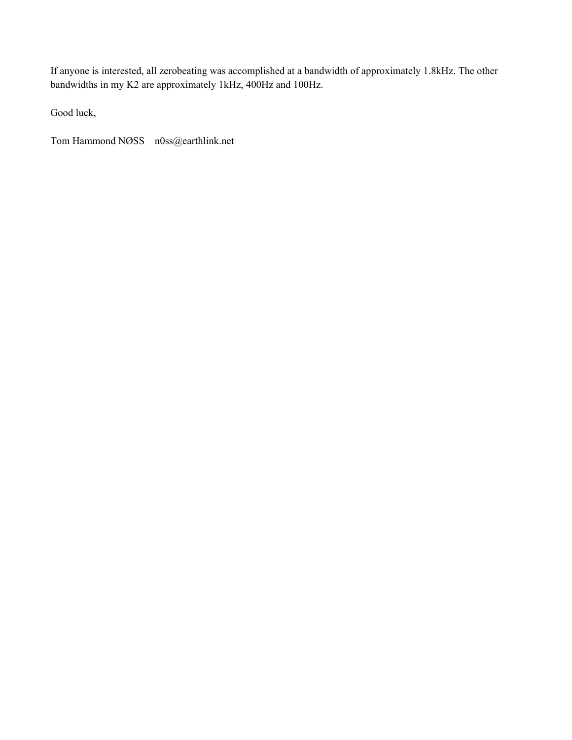If anyone is interested, all zerobeating was accomplished at a bandwidth of approximately 1.8kHz. The other bandwidths in my K2 are approximately 1kHz, 400Hz and 100Hz.

Good luck,

Tom Hammond NØSS    n0ss@earthlink.net